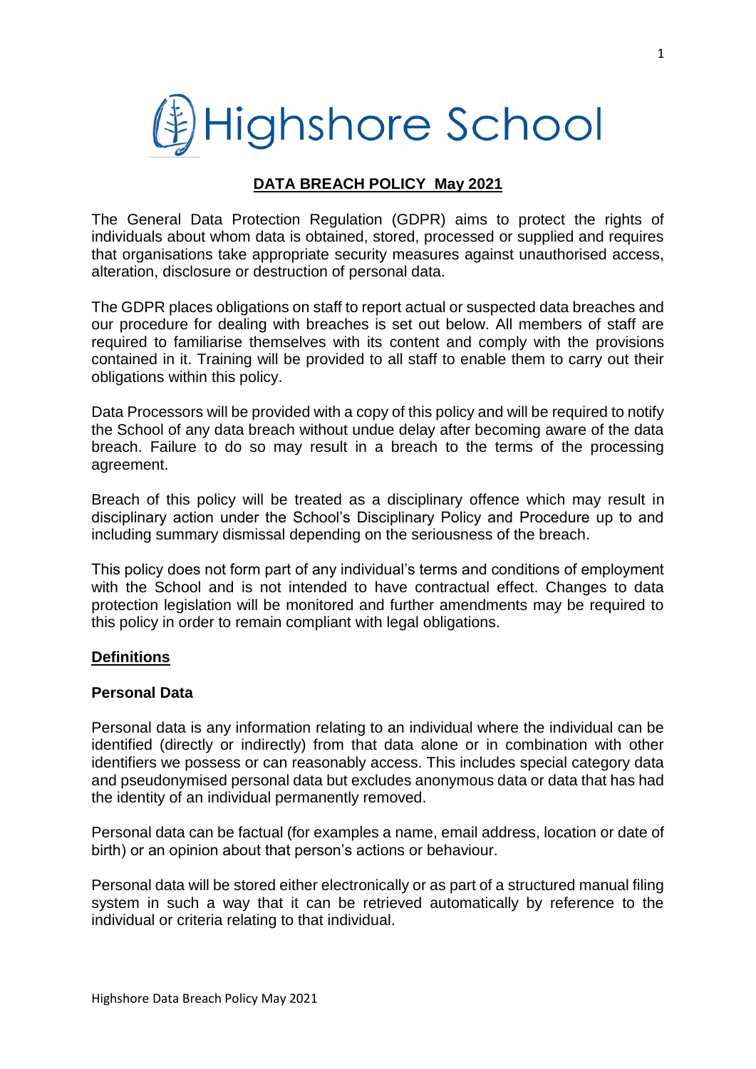# Highshore School

## DATA BREACH POLICY May 2021

The General Data Protection Regulation (GDPR) aims to protect the rights of individuals about whom data is obtained, stored, processed or supplied and requires that organisations take appropriate security measures against unauthorised access, alteration, disclosure or destruction of personal data.

The GDPR places obligations on staff to report actual or suspected data breaches and our procedure for dealing with breaches is set out below. All members of staff are required to familiarise themselves with its content and comply with the provisions contained in it. Training will be provided to all staff to enable them to carry out their obligations within this policy.

Data Processors will be provided with a copy of this policy and will be required to notify the School of any data breach without undue delay after becoming aware of the data breach. Failure to do so may result in a breach to the terms of the processing agreement.

Breach of this policy will be treated as a disciplinary offence which may result in disciplinary action under the School's Disciplinary Policy and Procedure up to and including summary dismissal depending on the seriousness of the breach.

This policy does not form part of any individual's terms and conditions of employment with the School and is not intended to have contractual effect. Changes to data protection legislation will be monitored and further amendments may be required to this policy in order to remain compliant with legal obligations.

### Definitions

**Personal Data**

Personal data is any information relating to an individual where the individual can be identified (directly or indirectly) from that data alone or in combination with other identifiers we possess or can reasonably access. This includes special category data and pseudonymised personal data but excludes anonymous data or data that has had the identity of an individual permanently removed.

Personal data can be factual (for examples a name, email address, location or date of birth) or an opinion about that person's actions or behaviour.

Personal data will be stored either electronically or as part of a structured manual filing system in such a way that it can be retrieved automatically by reference to the individual or criteria relating to that individual.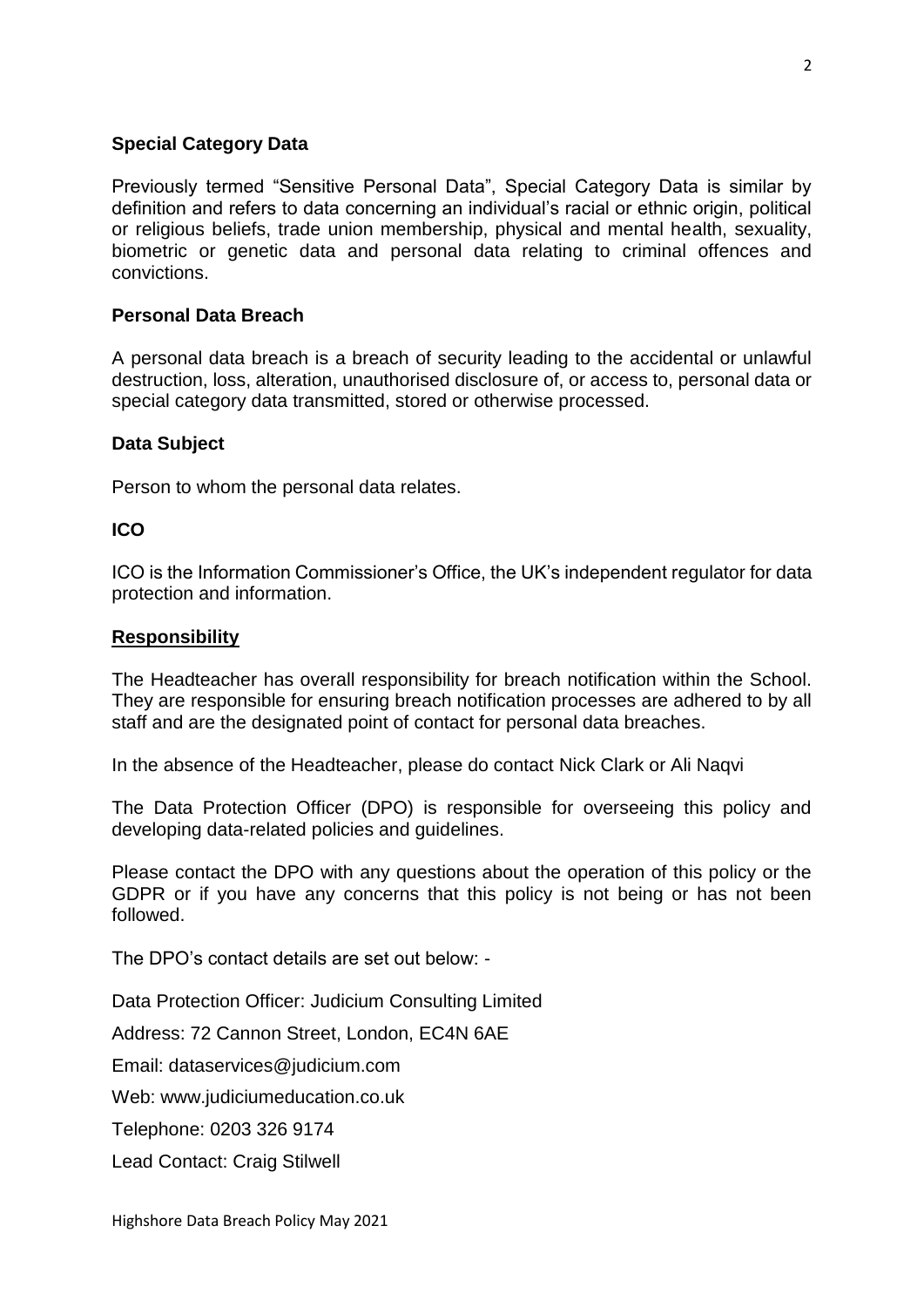**Special Category Data**

Previously termed "Sensitive Personal Data", Special Category Data is similar by definition and refers to data concerning an individual's racial or ethnic origin, political or religious beliefs, trade union membership, physical and mental health, sexuality, biometric or genetic data and personal data relating to criminal offences and convictions.

**Personal Data Breach**

A personal data breach is a breach of security leading to the accidental or unlawful destruction, loss, alteration, unauthorised disclosure of, or access to, personal data or special category data transmitted, stored or otherwise processed.

**Data Subject**

Person to whom the personal data relates.

**ICO**

ICO is the Information Commissioner's Office, the UK's independent regulator for data protection and information.

## Responsibility

The Headteacher has overall responsibility for breach notification within the School. They are responsible for ensuring breach notification processes are adhered to by all staff and are the designated point of contact for personal data breaches.

In the absence of the Headteacher, please do contact Nick Clark or Ali Naqvi

The Data Protection Officer (DPO) is responsible for overseeing this policy and developing data-related policies and guidelines.

Please contact the DPO with any questions about the operation of this policy or the GDPR or if you have any concerns that this policy is not being or has not been followed.

The DPO's contact details are set out below: -

Data Protection Officer: Judicium Consulting Limited

Address: 72 Cannon Street, London, EC4N 6AE

Email: dataservices@judicium.com

Web: www.judiciumeducation.co.uk

Telephone: 0203 326 9174

Lead Contact: Craig Stilwell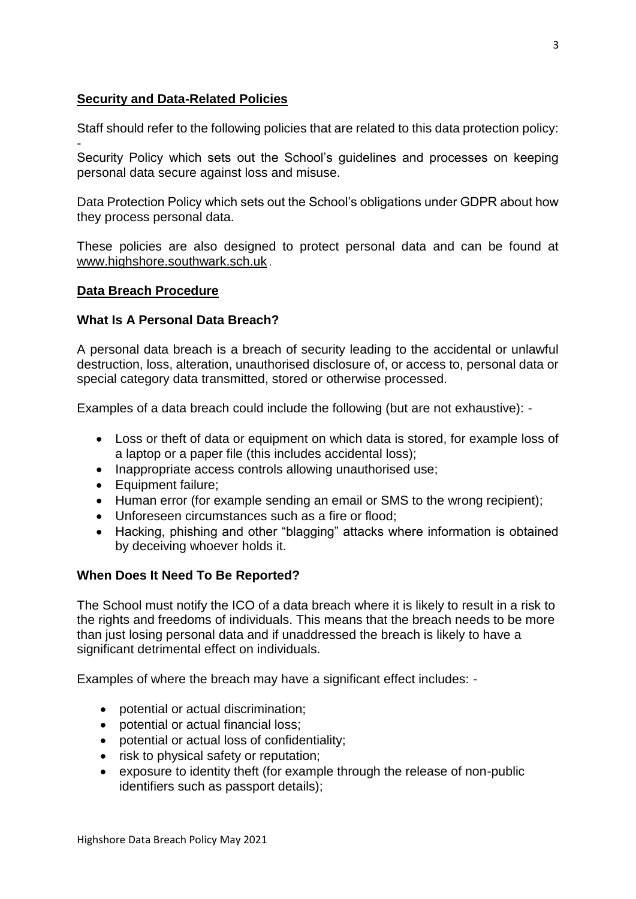## Security and Data-Related Policies

Staff should refer to the following policies that are related to this data protection policy: -

Security Policy which sets out the School's guidelines and processes on keeping personal data secure against loss and misuse.

Data Protection Policy which sets out the School's obligations under GDPR about how they process personal data.

These policies are also designed to protect personal data and can be found at www.highshore.southwark.sch.uk.

## Data Breach Procedure

### What Is A Personal Data Breach?

A personal data breach is a breach of security leading to the accidental or unlawful destruction, loss, alteration, unauthorised disclosure of, or access to, personal data or special category data transmitted, stored or otherwise processed.

Examples of a data breach could include the following (but are not exhaustive): -

- Loss or theft of data or equipment on which data is stored, for example loss of a laptop or a paper file (this includes accidental loss);
- Inappropriate access controls allowing unauthorised use;
- Equipment failure;
- Human error (for example sending an email or SMS to the wrong recipient);
- Unforeseen circumstances such as a fire or flood;
- Hacking, phishing and other "blagging" attacks where information is obtained by deceiving whoever holds it.

### When Does It Need To Be Reported?

The School must notify the ICO of a data breach where it is likely to result in a risk to the rights and freedoms of individuals. This means that the breach needs to be more than just losing personal data and if unaddressed the breach is likely to have a significant detrimental effect on individuals.

Examples of where the breach may have a significant effect includes: -

- potential or actual discrimination;
- potential or actual financial loss;
- potential or actual loss of confidentiality;
- risk to physical safety or reputation;
- exposure to identity theft (for example through the release of non-public identifiers such as passport details);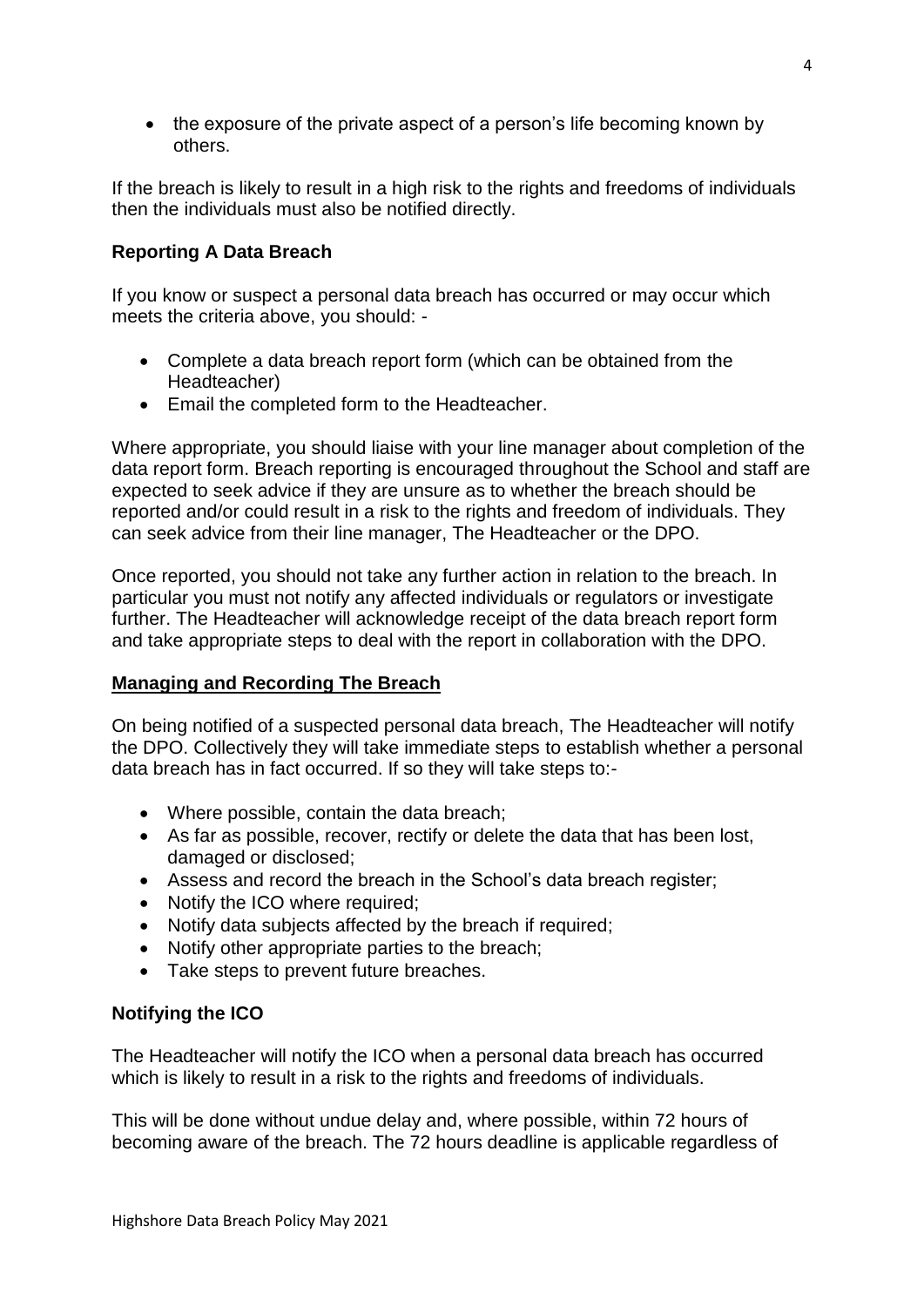- the exposure of the private aspect of a person's life becoming known by others.

If the breach is likely to result in a high risk to the rights and freedoms of individuals then the individuals must also be notified directly.

**Reporting A Data Breach**

If you know or suspect a personal data breach has occurred or may occur which meets the criteria above, you should: -

- Complete a data breach report form (which can be obtained from the Headteacher)
- Email the completed form to the Headteacher.

Where appropriate, you should liaise with your line manager about completion of the data report form. Breach reporting is encouraged throughout the School and staff are expected to seek advice if they are unsure as to whether the breach should be reported and/or could result in a risk to the rights and freedom of individuals. They can seek advice from their line manager, The Headteacher or the DPO.

Once reported, you should not take any further action in relation to the breach. In particular you must not notify any affected individuals or regulators or investigate further. The Headteacher will acknowledge receipt of the data breach report form and take appropriate steps to deal with the report in collaboration with the DPO.

**Managing and Recording The Breach**

On being notified of a suspected personal data breach, The Headteacher will notify the DPO. Collectively they will take immediate steps to establish whether a personal data breach has in fact occurred. If so they will take steps to:-

- Where possible, contain the data breach;
- As far as possible, recover, rectify or delete the data that has been lost, damaged or disclosed;
- Assess and record the breach in the School's data breach register;
- Notify the ICO where required;
- Notify data subjects affected by the breach if required;
- Notify other appropriate parties to the breach;
- Take steps to prevent future breaches.

**Notifying the ICO**

The Headteacher will notify the ICO when a personal data breach has occurred which is likely to result in a risk to the rights and freedoms of individuals.

This will be done without undue delay and, where possible, within 72 hours of becoming aware of the breach. The 72 hours deadline is applicable regardless of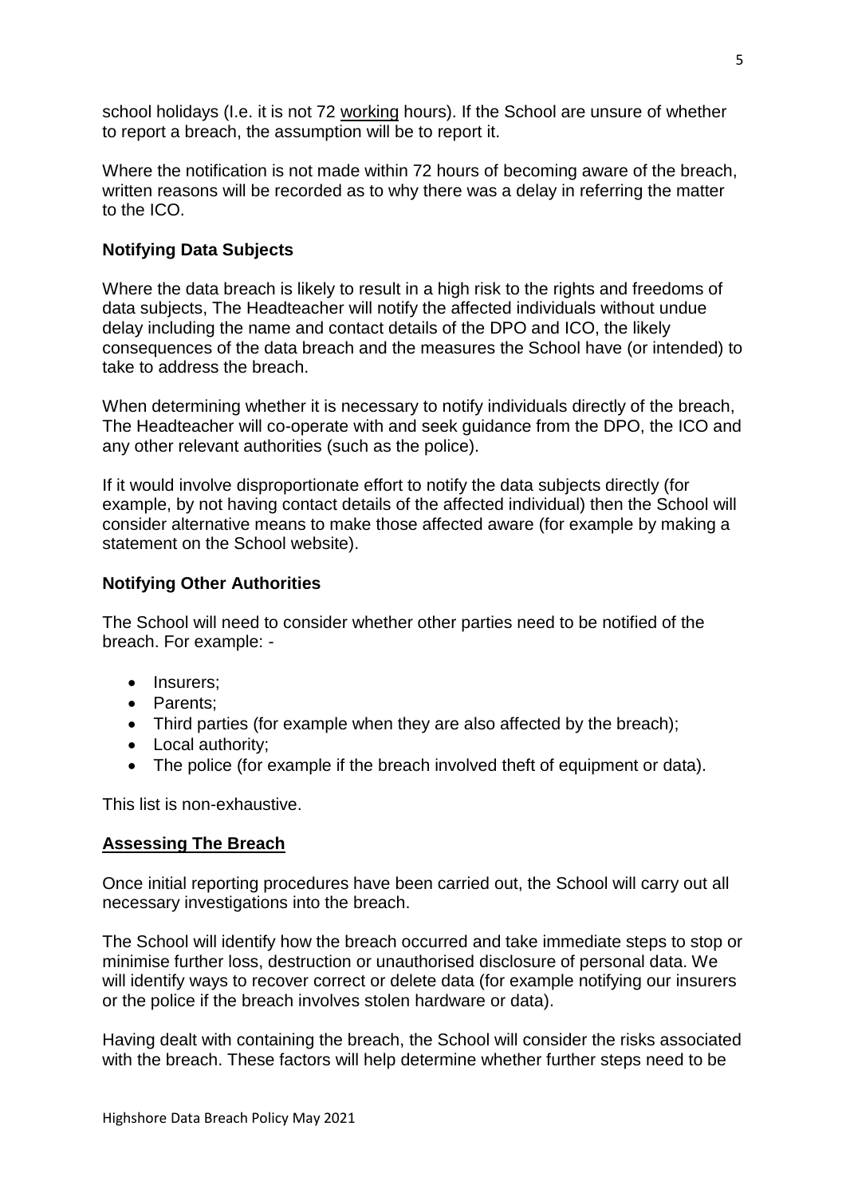school holidays (I.e. it is not 72 working hours). If the School are unsure of whether to report a breach, the assumption will be to report it.

Where the notification is not made within 72 hours of becoming aware of the breach, written reasons will be recorded as to why there was a delay in referring the matter to the ICO.

**Notifying Data Subjects**

Where the data breach is likely to result in a high risk to the rights and freedoms of data subjects, The Headteacher will notify the affected individuals without undue delay including the name and contact details of the DPO and ICO, the likely consequences of the data breach and the measures the School have (or intended) to take to address the breach.

When determining whether it is necessary to notify individuals directly of the breach, The Headteacher will co-operate with and seek guidance from the DPO, the ICO and any other relevant authorities (such as the police).

If it would involve disproportionate effort to notify the data subjects directly (for example, by not having contact details of the affected individual) then the School will consider alternative means to make those affected aware (for example by making a statement on the School website).

**Notifying Other Authorities**

The School will need to consider whether other parties need to be notified of the breach. For example: -

- Insurers;
- Parents;
- Third parties (for example when they are also affected by the breach);
- Local authority;
- The police (for example if the breach involved theft of equipment or data).

This list is non-exhaustive.

## Assessing The Breach

Once initial reporting procedures have been carried out, the School will carry out all necessary investigations into the breach.

The School will identify how the breach occurred and take immediate steps to stop or minimise further loss, destruction or unauthorised disclosure of personal data. We will identify ways to recover correct or delete data (for example notifying our insurers or the police if the breach involves stolen hardware or data).

Having dealt with containing the breach, the School will consider the risks associated with the breach. These factors will help determine whether further steps need to be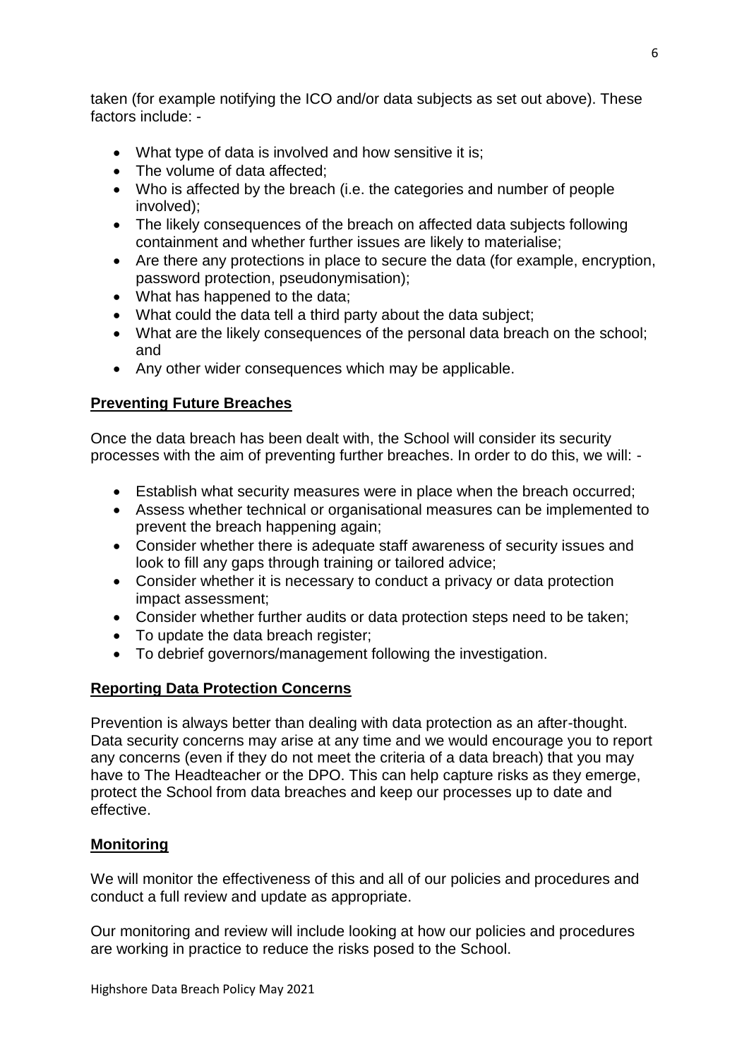taken (for example notifying the ICO and/or data subjects as set out above). These factors include: -

- What type of data is involved and how sensitive it is;
- The volume of data affected;
- Who is affected by the breach (i.e. the categories and number of people involved);
- The likely consequences of the breach on affected data subjects following containment and whether further issues are likely to materialise;
- Are there any protections in place to secure the data (for example, encryption, password protection, pseudonymisation);
- What has happened to the data;
- What could the data tell a third party about the data subject;
- What are the likely consequences of the personal data breach on the school; and
- Any other wider consequences which may be applicable.

## Preventing Future Breaches

Once the data breach has been dealt with, the School will consider its security processes with the aim of preventing further breaches. In order to do this, we will: -

- Establish what security measures were in place when the breach occurred;
- Assess whether technical or organisational measures can be implemented to prevent the breach happening again;
- Consider whether there is adequate staff awareness of security issues and look to fill any gaps through training or tailored advice;
- Consider whether it is necessary to conduct a privacy or data protection impact assessment;
- Consider whether further audits or data protection steps need to be taken;
- To update the data breach register;
- To debrief governors/management following the investigation.

## Reporting Data Protection Concerns

Prevention is always better than dealing with data protection as an after-thought. Data security concerns may arise at any time and we would encourage you to report any concerns (even if they do not meet the criteria of a data breach) that you may have to The Headteacher or the DPO. This can help capture risks as they emerge, protect the School from data breaches and keep our processes up to date and effective.

## Monitoring

We will monitor the effectiveness of this and all of our policies and procedures and conduct a full review and update as appropriate.

Our monitoring and review will include looking at how our policies and procedures are working in practice to reduce the risks posed to the School.